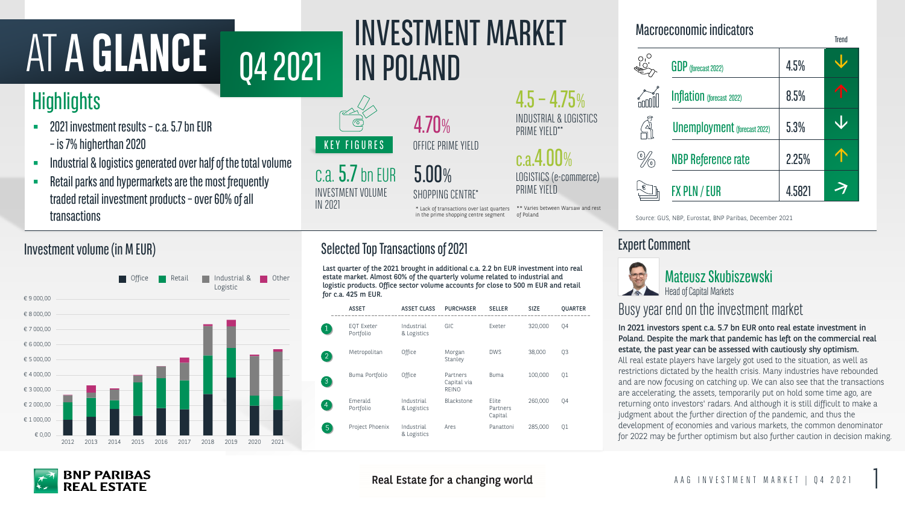# AT A GLANCE Q4 2021

# INVESTMENT MARKET IN POLAND

## Highlights

- 2021 investment results – c.a. 5.7 bn EUR – is 7% higherthan 2020
- Industrial & logistics generated over half of the total volume
- Retail parks and hypermarkets are the most frequently traded retail investment products – over 60% of all transactions

## KEY FIGURES

**c.a. 5.7 bn EUR**
INVESTMENT VOLUME IN 2021

**4.70%**
OFFICE PRIME YIELD

**5.00%**
SHOPPING CENTRE*

**4.5 – 4.75%**
INDUSTRIAL & LOGISTICS PRIME YIELD**

**c.a. 4.00%**
LOGISTICS (e-commerce) PRIME YIELD

\* Lack of transactions over last quarters in the prime shopping centre segment

\*\* Varies between Warsaw and rest of Poland

## Macroeconomic indicators

| Indicator | Value | Trend |
|---|---|---|
| GDP (forecast 2022) | 4.5% | ↓ |
| Inflation (forecast 2022) | 8.5% | ↑ |
| Unemployment (forecast 2022) | 5.3% | ↓ |
| NBP Reference rate | 2.25% | ↑ |
| FX PLN / EUR | 4.5821 | ↗ |

Source: GUS, NBP, Eurostat, BNP Paribas, December 2021

## Investment volume (in M EUR)

Legend: Office, Retail, Industrial & Logistic, Other

Y-axis: € 0,00 – € 9 000,00; X-axis: 2012–2021

## Selected Top Transactions of 2021

Last quarter of the 2021 brought in additional c.a. 2.2 bn EUR investment into real estate market. Almost 60% of the quarterly volume related to industrial and logistic products. Office sector volume accounts for close to 500 m EUR and retail for c.a. 425 m EUR.

| # | ASSET | ASSET CLASS | PURCHASER | SELLER | SIZE | QUARTER |
|---|---|---|---|---|---|---|
| 1 | EQT Exeter Portfolio | Industrial & Logistics | GIC | Exeter | 320,000 | Q4 |
| 2 | Metropolitan | Office | Morgan Stanley | DWS | 38,000 | Q3 |
| 3 | Buma Portfolio | Office | Partners Capital via REINO | Buma | 100,000 | Q1 |
| 4 | Emerald Portfolio | Industrial & Logistics | Blackstone | Elite Partners Capital | 260,000 | Q4 |
| 5 | Project Phoenix | Industrial & Logistics | Ares | Panattoni | 285,000 | Q1 |

## Expert Comment

**Mateusz Skubiszewski**
Head of Capital Markets

### Busy year end on the investment market

**In 2021 investors spent c.a. 5.7 bn EUR onto real estate investment in Poland. Despite the mark that pandemic has left on the commercial real estate, the past year can be assessed with cautiously shy optimism.**
All real estate players have largely got used to the situation, as well as restrictions dictated by the health crisis. Many industries have rebounded and are now focusing on catching up. We can also see that the transactions are accelerating, the assets, temporarily put on hold some time ago, are returning onto investors' radars. And although it is still difficult to make a judgment about the further direction of the pandemic, and thus the development of economies and various markets, the common denominator for 2022 may be further optimism but also further caution in decision making.

BNP PARIBAS REAL ESTATE

Real Estate for a changing world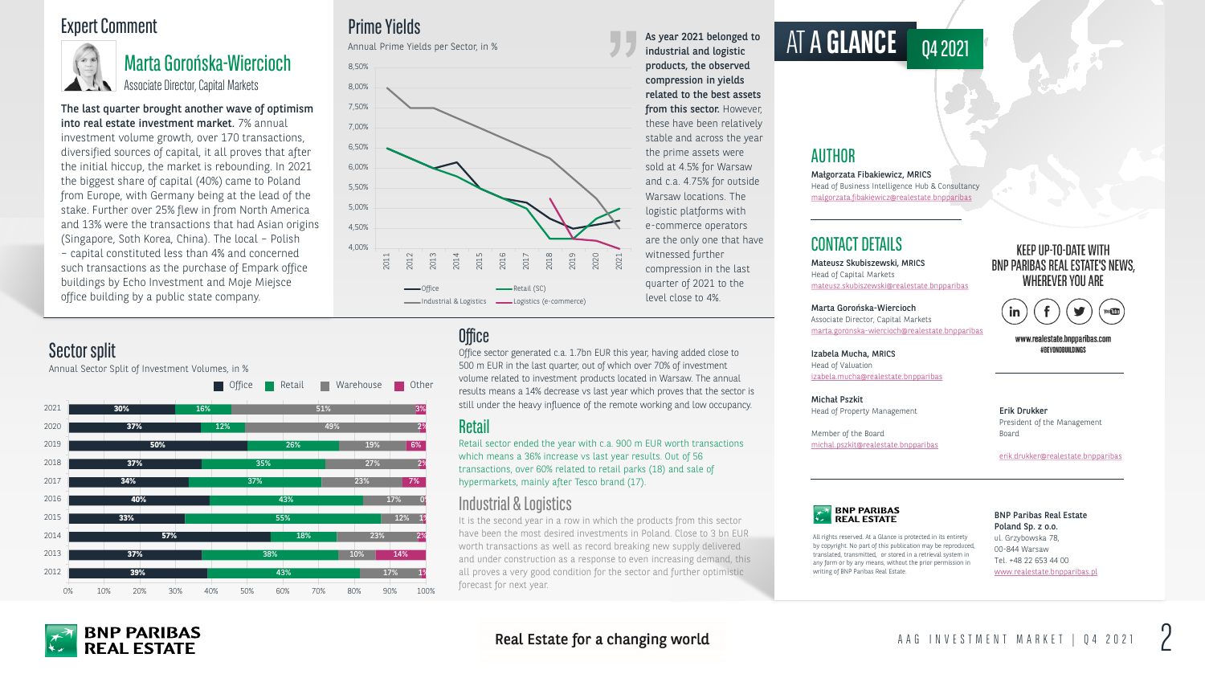## Expert Comment

### Marta Gorońska-Wiercioch

Associate Director, Capital Markets

**The last quarter brought another wave of optimism into real estate investment market.** 7% annual investment volume growth, over 170 transactions, diversified sources of capital, it all proves that after the initial hiccup, the market is rebounding. In 2021 the biggest share of capital (40%) came to Poland from Europe, with Germany being at the lead of the stake. Further over 25% flew in from North America and 13% were the transactions that had Asian origins (Singapore, Soth Korea, China). The local – Polish – capital constituted less than 4% and concerned such transactions as the purchase of Empark office buildings by Echo Investment and Moje Miejsce office building by a public state company.

## Prime Yields

Annual Prime Yields per Sector, in %

8,50%
8,00%
7,50%
7,00%
6,50%
6,00%
5,50%
5,00%
4,50%
4,00%

2011 2012 2013 2014 2015 2016 2017 2018 2019 2020 2021

Office
Retail (SC)
Industrial & Logistics
Logistics (e-commerce)

**As year 2021 belonged to industrial and logistic products, the observed compression in yields related to the best assets from this sector.** However, these have been relatively stable and across the year the prime assets were sold at 4.5% for Warsaw and c.a. 4.75% for outside Warsaw locations. The logistic platforms with e-commerce operators are the only one that have witnessed further compression in the last quarter of 2021 to the level close to 4%.

## Sector split

Annual Sector Split of Investment Volumes, in %

Office Retail Warehouse Other

2021: 30% 16% 51% 3%
2020: 37% 12% 49% 2%
2019: 50% 26% 19% 6%
2018: 37% 35% 27% 2%
2017: 34% 37% 23% 7%
2016: 40% 43% 17% 0%
2015: 33% 55% 12% 1%
2014: 57% 18% 23% 2%
2013: 37% 38% 10% 14%
2012: 39% 43% 17% 1%

0% 10% 20% 30% 40% 50% 60% 70% 80% 90% 100%

## Office

Office sector generated c.a. 1.7bn EUR this year, having added close to 500 m EUR in the last quarter, out of which over 70% of investment volume related to investment products located in Warsaw. The annual results means a 14% decrease vs last year which proves that the sector is still under the heavy influence of the remote working and low occupancy.

## Retail

Retail sector ended the year with c.a. 900 m EUR worth transactions which means a 36% increase vs last year results. Out of 56 transactions, over 60% related to retail parks (18) and sale of hypermarkets, mainly after Tesco brand (17).

## Industrial & Logistics

It is the second year in a row in which the products from this sector have been the most desired investments in Poland. Close to 3 bn EUR worth transactions as well as record breaking new supply delivered and under construction as a response to even increasing demand, this all proves a very good condition for the sector and further optimistic forecast for next year.

# AT A GLANCE Q4 2021

## AUTHOR

Małgorzata Fibakiewicz, MRICS
Head of Business Intelligence Hub & Consultancy
malgorzata.fibakiewicz@realestate.bnpparibas

## CONTACT DETAILS

Mateusz Skubiszewski, MRICS
Head of Capital Markets
mateusz.skubiszewski@realestate.bnpparibas

Marta Gorońska-Wiercioch
Associate Director, Capital Markets
marta.goronska-wiercioch@realestate.bnpparibas

Izabela Mucha, MRICS
Head of Valuation
izabela.mucha@realestate.bnpparibas

Michał Pszkit
Head of Property Management

Member of the Board
michal.pszkit@realestate.bnpparibas

KEEP UP-TO-DATE WITH BNP PARIBAS REAL ESTATE'S NEWS, WHEREVER YOU ARE

www.realestate.bnpparibas.com
#BEYONDBUILDINGS

Erik Drukker
President of the Management Board

erik.drukker@realestate.bnpparibas

BNP PARIBAS REAL ESTATE

All rights reserved. At a Glance is protected in its entirety by copyright. No part of this publication may be reproduced, translated, transmitted, or stored in a retrieval system in any form or by any means, without the prior permission in writing of BNP Paribas Real Estate.

BNP Paribas Real Estate Poland Sp. z o.o.
ul. Grzybowska 78,
00-844 Warsaw
Tel. +48 22 653 44 00
www.realestate.bnpparibas.pl

Real Estate for a changing world